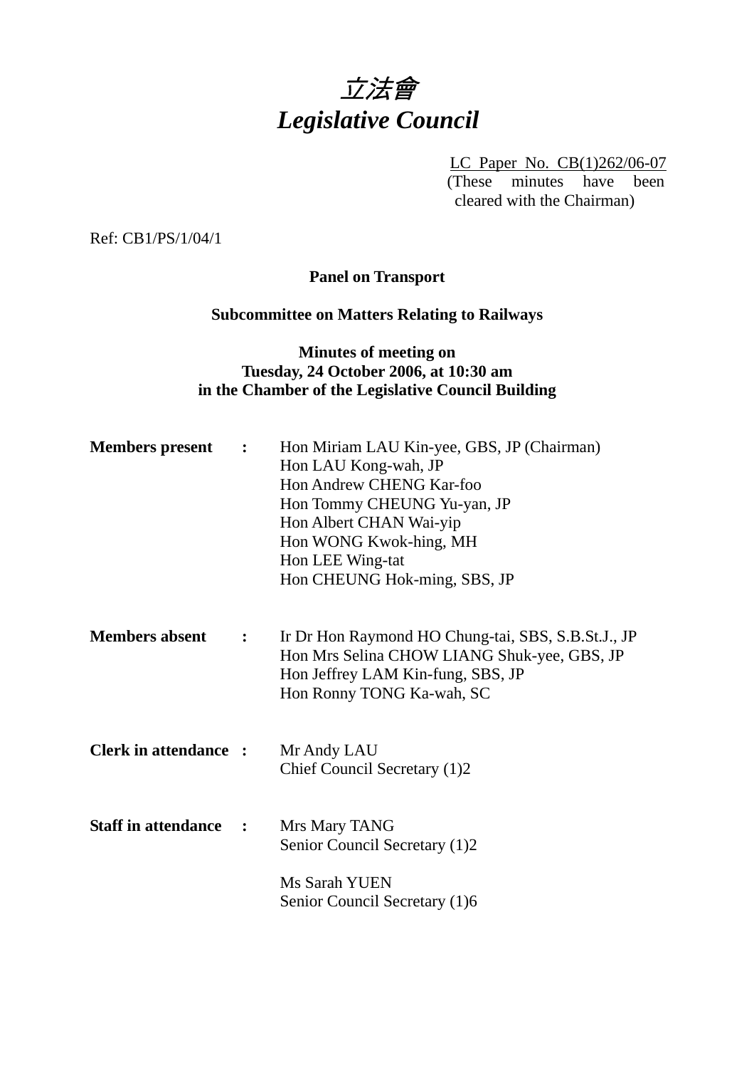# 立法會
# *Legislative Council*

LC Paper No. CB(1)262/06-07
(These minutes have been cleared with the Chairman)

Ref: CB1/PS/1/04/1

**Panel on Transport**

**Subcommittee on Matters Relating to Railways**

**Minutes of meeting on**
**Tuesday, 24 October 2006, at 10:30 am**
**in the Chamber of the Legislative Council Building**

**Members present :**

Hon Miriam LAU Kin-yee, GBS, JP (Chairman)
Hon LAU Kong-wah, JP
Hon Andrew CHENG Kar-foo
Hon Tommy CHEUNG Yu-yan, JP
Hon Albert CHAN Wai-yip
Hon WONG Kwok-hing, MH
Hon LEE Wing-tat
Hon CHEUNG Hok-ming, SBS, JP

**Members absent :**

Ir Dr Hon Raymond HO Chung-tai, SBS, S.B.St.J., JP
Hon Mrs Selina CHOW LIANG Shuk-yee, GBS, JP
Hon Jeffrey LAM Kin-fung, SBS, JP
Hon Ronny TONG Ka-wah, SC

**Clerk in attendance :**

Mr Andy LAU
Chief Council Secretary (1)2

**Staff in attendance :**

Mrs Mary TANG
Senior Council Secretary (1)2

Ms Sarah YUEN
Senior Council Secretary (1)6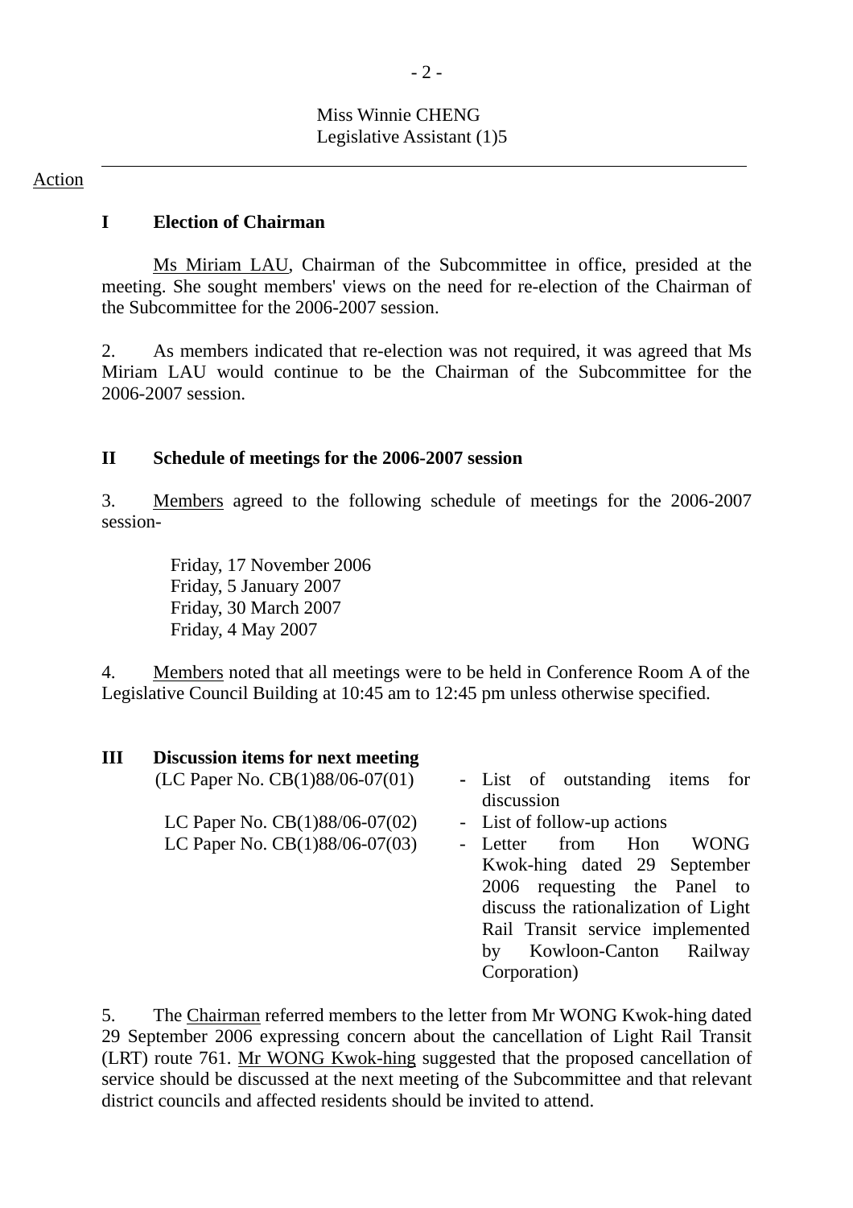Miss Winnie CHENG
Legislative Assistant (1)5

---

Action

## I Election of Chairman

Ms Miriam LAU, Chairman of the Subcommittee in office, presided at the meeting. She sought members' views on the need for re-election of the Chairman of the Subcommittee for the 2006-2007 session.

2. As members indicated that re-election was not required, it was agreed that Ms Miriam LAU would continue to be the Chairman of the Subcommittee for the 2006-2007 session.

## II Schedule of meetings for the 2006-2007 session

3. Members agreed to the following schedule of meetings for the 2006-2007 session-

Friday, 17 November 2006
Friday, 5 January 2007
Friday, 30 March 2007
Friday, 4 May 2007

4. Members noted that all meetings were to be held in Conference Room A of the Legislative Council Building at 10:45 am to 12:45 pm unless otherwise specified.

## III Discussion items for next meeting

(LC Paper No. CB(1)88/06-07(01) - List of outstanding items for discussion

LC Paper No. CB(1)88/06-07(02) - List of follow-up actions

LC Paper No. CB(1)88/06-07(03) - Letter from Hon WONG Kwok-hing dated 29 September 2006 requesting the Panel to discuss the rationalization of Light Rail Transit service implemented by Kowloon-Canton Railway Corporation)

5. The Chairman referred members to the letter from Mr WONG Kwok-hing dated 29 September 2006 expressing concern about the cancellation of Light Rail Transit (LRT) route 761. Mr WONG Kwok-hing suggested that the proposed cancellation of service should be discussed at the next meeting of the Subcommittee and that relevant district councils and affected residents should be invited to attend.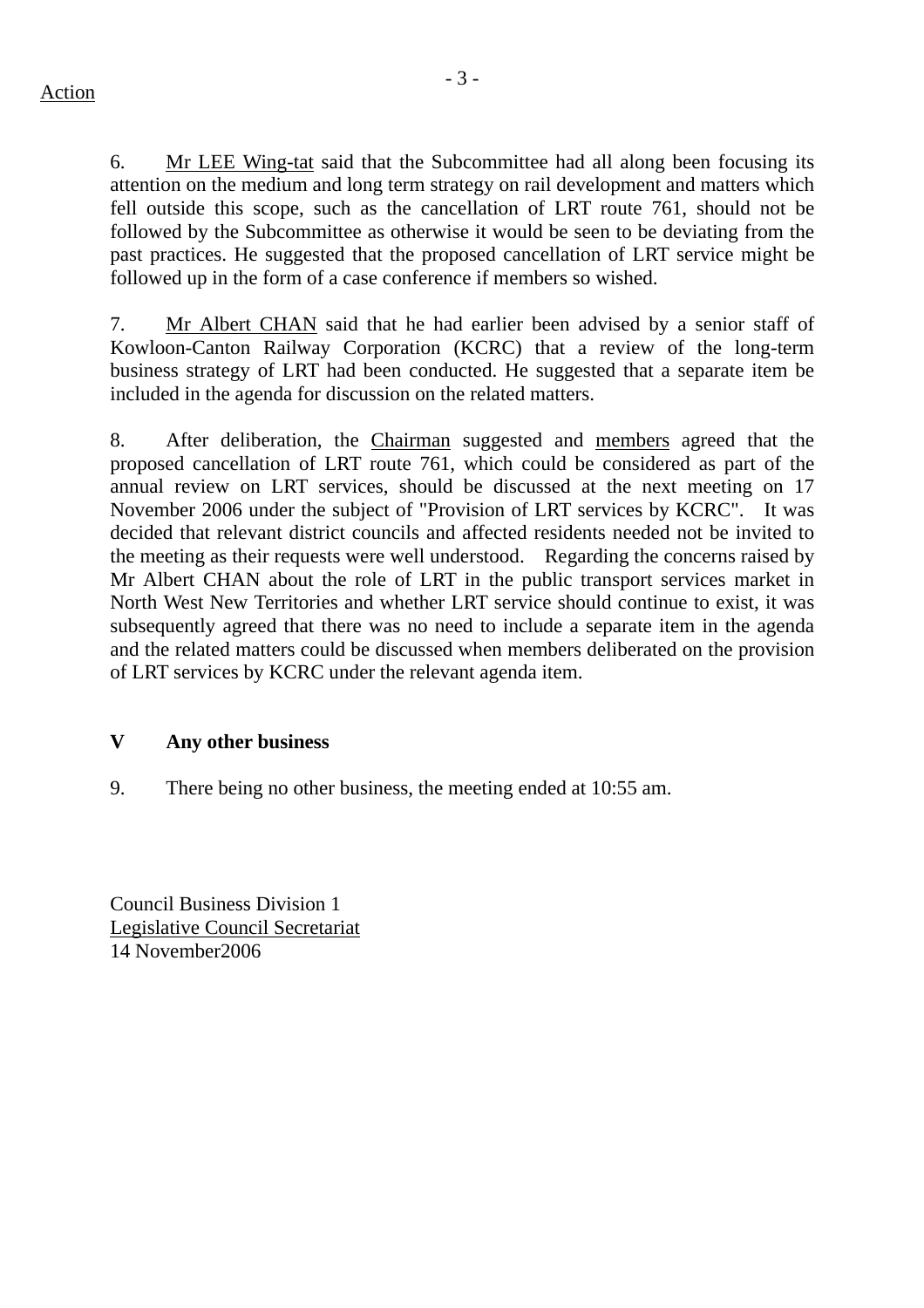Action

6. Mr LEE Wing-tat said that the Subcommittee had all along been focusing its attention on the medium and long term strategy on rail development and matters which fell outside this scope, such as the cancellation of LRT route 761, should not be followed by the Subcommittee as otherwise it would be seen to be deviating from the past practices. He suggested that the proposed cancellation of LRT service might be followed up in the form of a case conference if members so wished.

7. Mr Albert CHAN said that he had earlier been advised by a senior staff of Kowloon-Canton Railway Corporation (KCRC) that a review of the long-term business strategy of LRT had been conducted. He suggested that a separate item be included in the agenda for discussion on the related matters.

8. After deliberation, the Chairman suggested and members agreed that the proposed cancellation of LRT route 761, which could be considered as part of the annual review on LRT services, should be discussed at the next meeting on 17 November 2006 under the subject of "Provision of LRT services by KCRC". It was decided that relevant district councils and affected residents needed not be invited to the meeting as their requests were well understood. Regarding the concerns raised by Mr Albert CHAN about the role of LRT in the public transport services market in North West New Territories and whether LRT service should continue to exist, it was subsequently agreed that there was no need to include a separate item in the agenda and the related matters could be discussed when members deliberated on the provision of LRT services by KCRC under the relevant agenda item.

## V Any other business

9. There being no other business, the meeting ended at 10:55 am.

Council Business Division 1
Legislative Council Secretariat
14 November2006